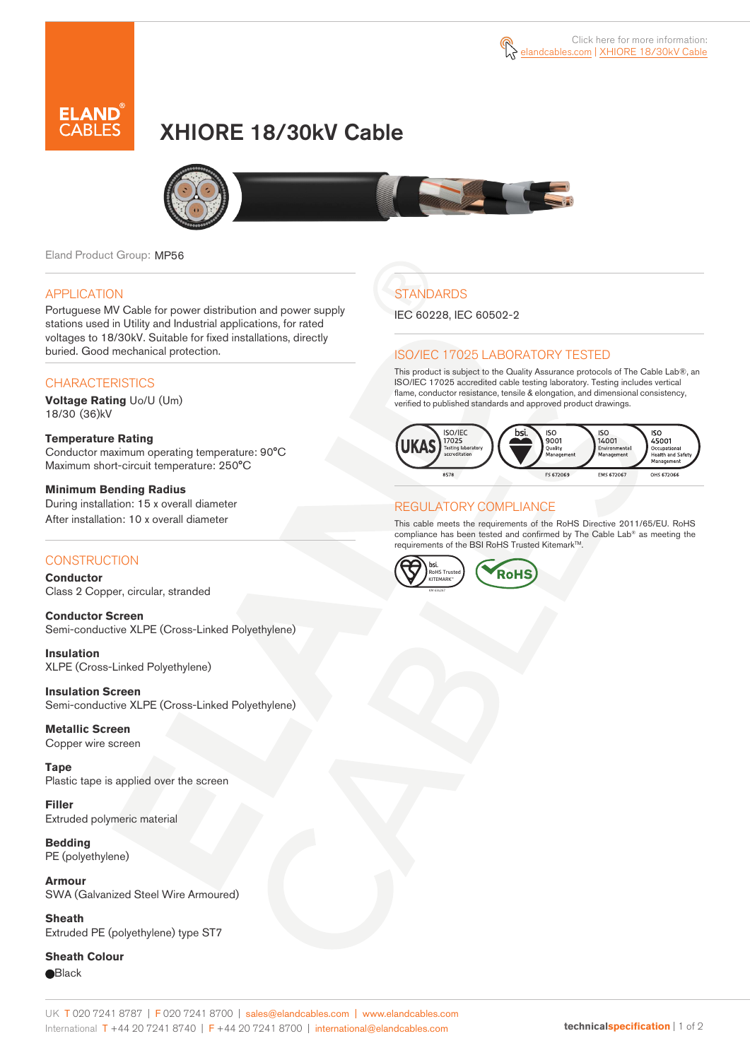Click here for more information: elandcables.com | XHIORE 18/30kV Cable

# XHIORE 18/30kV Cable

Eland Product Group: MP56

## APPLICATION

Portuguese MV Cable for power distribution and power supply stations used in Utility and Industrial applications, for rated voltages to 18/30kV. Suitable for fixed installations, directly buried. Good mechanical protection.

## CHARACTERISTICS

**Voltage Rating** Uo/U (Um)
18/30 (36)kV

**Temperature Rating**
Conductor maximum operating temperature: 90°C
Maximum short-circuit temperature: 250°C

**Minimum Bending Radius**
During installation: 15 x overall diameter
After installation: 10 x overall diameter

## CONSTRUCTION

**Conductor**
Class 2 Copper, circular, stranded

**Conductor Screen**
Semi-conductive XLPE (Cross-Linked Polyethylene)

**Insulation**
XLPE (Cross-Linked Polyethylene)

**Insulation Screen**
Semi-conductive XLPE (Cross-Linked Polyethylene)

**Metallic Screen**
Copper wire screen

**Tape**
Plastic tape is applied over the screen

**Filler**
Extruded polymeric material

**Bedding**
PE (polyethylene)

**Armour**
SWA (Galvanized Steel Wire Armoured)

**Sheath**
Extruded PE (polyethylene) type ST7

**Sheath Colour**
● Black

## STANDARDS

IEC 60228, IEC 60502-2

## ISO/IEC 17025 LABORATORY TESTED

This product is subject to the Quality Assurance protocols of The Cable Lab®, an ISO/IEC 17025 accredited cable testing laboratory. Testing includes vertical flame, conductor resistance, tensile & elongation, and dimensional consistency, verified to published standards and approved product drawings.

UKAS ISO/IEC 17025 Testing laboratory accreditation 8578 | bsi. ISO 9001 Quality Management FS 672069 | ISO 14001 Environmental Management EMS 672067 | ISO 45001 Occupational Health and Safety Management OHS 672066

## REGULATORY COMPLIANCE

This cable meets the requirements of the RoHS Directive 2011/65/EU. RoHS compliance has been tested and confirmed by The Cable Lab® as meeting the requirements of the BSI RoHS Trusted Kitemark™.

bsi. RoHS Trusted KITEMARK™ | RoHS

UK T 020 7241 8787 | F 020 7241 8700 | sales@elandcables.com | www.elandcables.com
International T +44 20 7241 8740 | F +44 20 7241 8700 | international@elandcables.com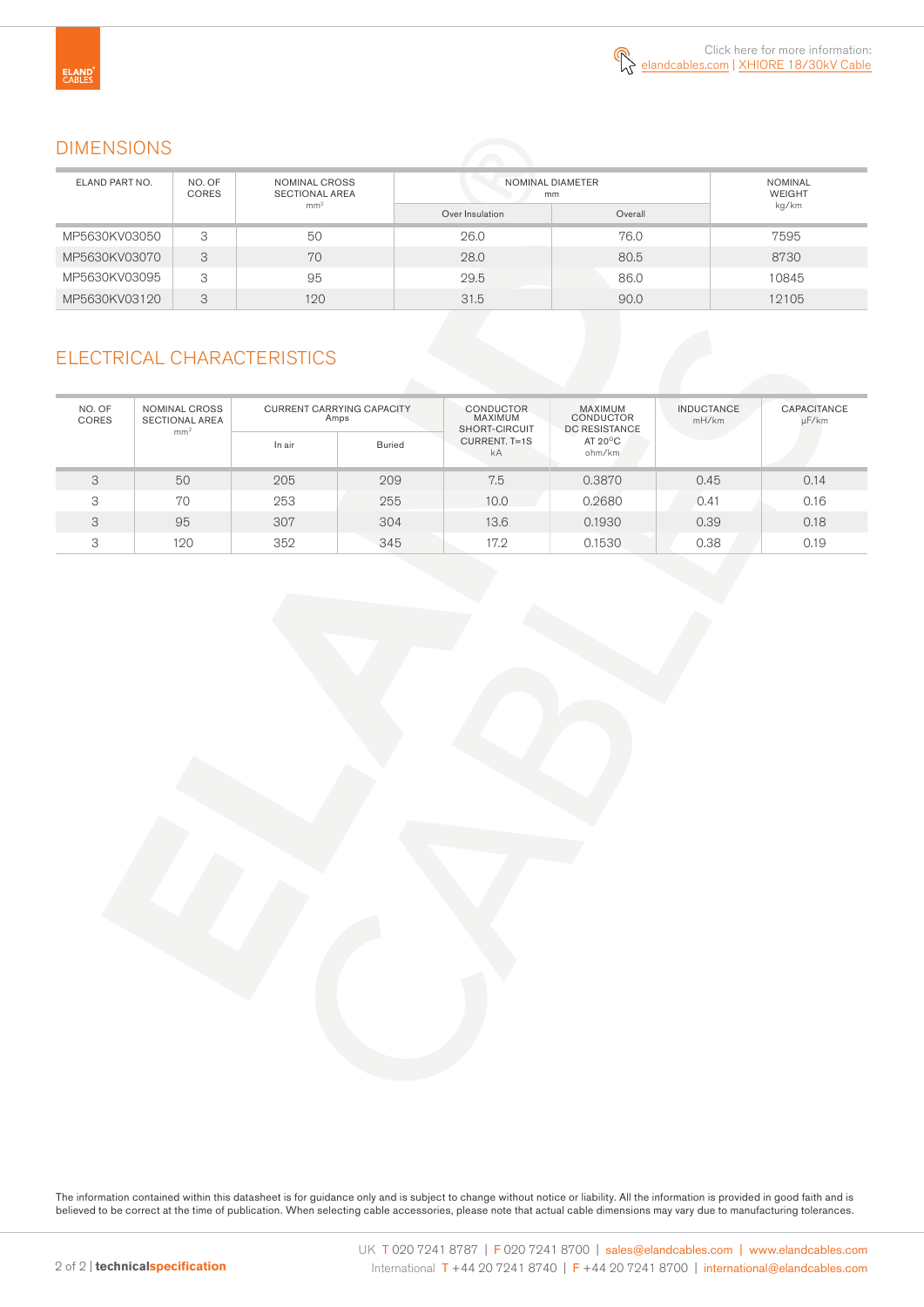Click here for more information: elandcables.com | XHIORE 18/30kV Cable

## DIMENSIONS

| ELAND PART NO. | NO. OF CORES | NOMINAL CROSS SECTIONAL AREA mm² | NOMINAL DIAMETER mm | | NOMINAL WEIGHT kg/km |
|---|---|---|---|---|---|
| | | | Over Insulation | Overall | |
| MP5630KV03050 | 3 | 50 | 26.0 | 76.0 | 7595 |
| MP5630KV03070 | 3 | 70 | 28.0 | 80.5 | 8730 |
| MP5630KV03095 | 3 | 95 | 29.5 | 86.0 | 10845 |
| MP5630KV03120 | 3 | 120 | 31.5 | 90.0 | 12105 |

## ELECTRICAL CHARACTERISTICS

| NO. OF CORES | NOMINAL CROSS SECTIONAL AREA mm² | CURRENT CARRYING CAPACITY Amps | | CONDUCTOR MAXIMUM SHORT-CIRCUIT CURRENT. T=1S kA | MAXIMUM CONDUCTOR DC RESISTANCE AT 20°C ohm/km | INDUCTANCE mH/km | CAPACITANCE µF/km |
|---|---|---|---|---|---|---|---|
| | | In air | Buried | | | | |
| 3 | 50 | 205 | 209 | 7.5 | 0.3870 | 0.45 | 0.14 |
| 3 | 70 | 253 | 255 | 10.0 | 0.2680 | 0.41 | 0.16 |
| 3 | 95 | 307 | 304 | 13.6 | 0.1930 | 0.39 | 0.18 |
| 3 | 120 | 352 | 345 | 17.2 | 0.1530 | 0.38 | 0.19 |

The information contained within this datasheet is for guidance only and is subject to change without notice or liability. All the information is provided in good faith and is believed to be correct at the time of publication. When selecting cable accessories, please note that actual cable dimensions may vary due to manufacturing tolerances.

UK T 020 7241 8787 | F 020 7241 8700 | sales@elandcables.com | www.elandcables.com
International T +44 20 7241 8740 | F +44 20 7241 8700 | international@elandcables.com